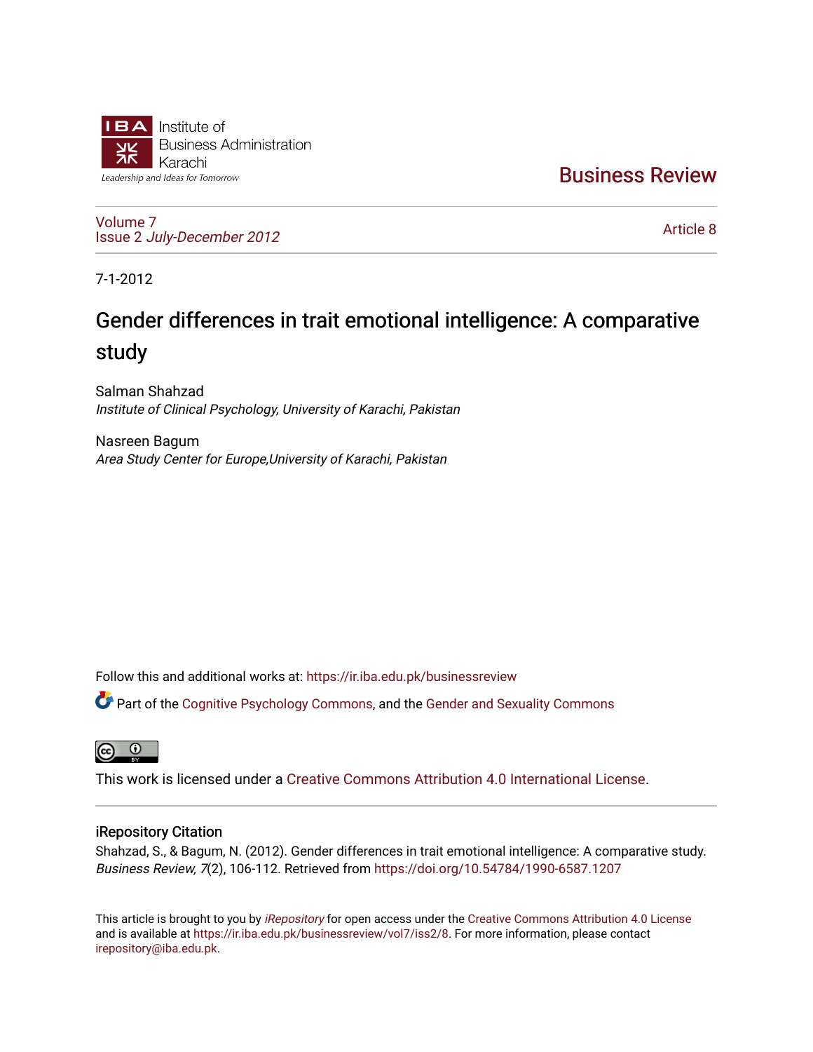Institute of Business Administration Karachi

*Leadership and Ideas for Tomorrow*

# Business Review

Volume 7
Issue 2 *July-December 2012*

Article 8

7-1-2012

## Gender differences in trait emotional intelligence: A comparative study

Salman Shahzad
*Institute of Clinical Psychology, University of Karachi, Pakistan*

Nasreen Bagum
*Area Study Center for Europe,University of Karachi, Pakistan*

Follow this and additional works at: https://ir.iba.edu.pk/businessreview

Part of the Cognitive Psychology Commons, and the Gender and Sexuality Commons

This work is licensed under a Creative Commons Attribution 4.0 International License.

### iRepository Citation

Shahzad, S., & Bagum, N. (2012). Gender differences in trait emotional intelligence: A comparative study. *Business Review, 7*(2), 106-112. Retrieved from https://doi.org/10.54784/1990-6587.1207

This article is brought to you by *iRepository* for open access under the Creative Commons Attribution 4.0 License and is available at https://ir.iba.edu.pk/businessreview/vol7/iss2/8. For more information, please contact irepository@iba.edu.pk.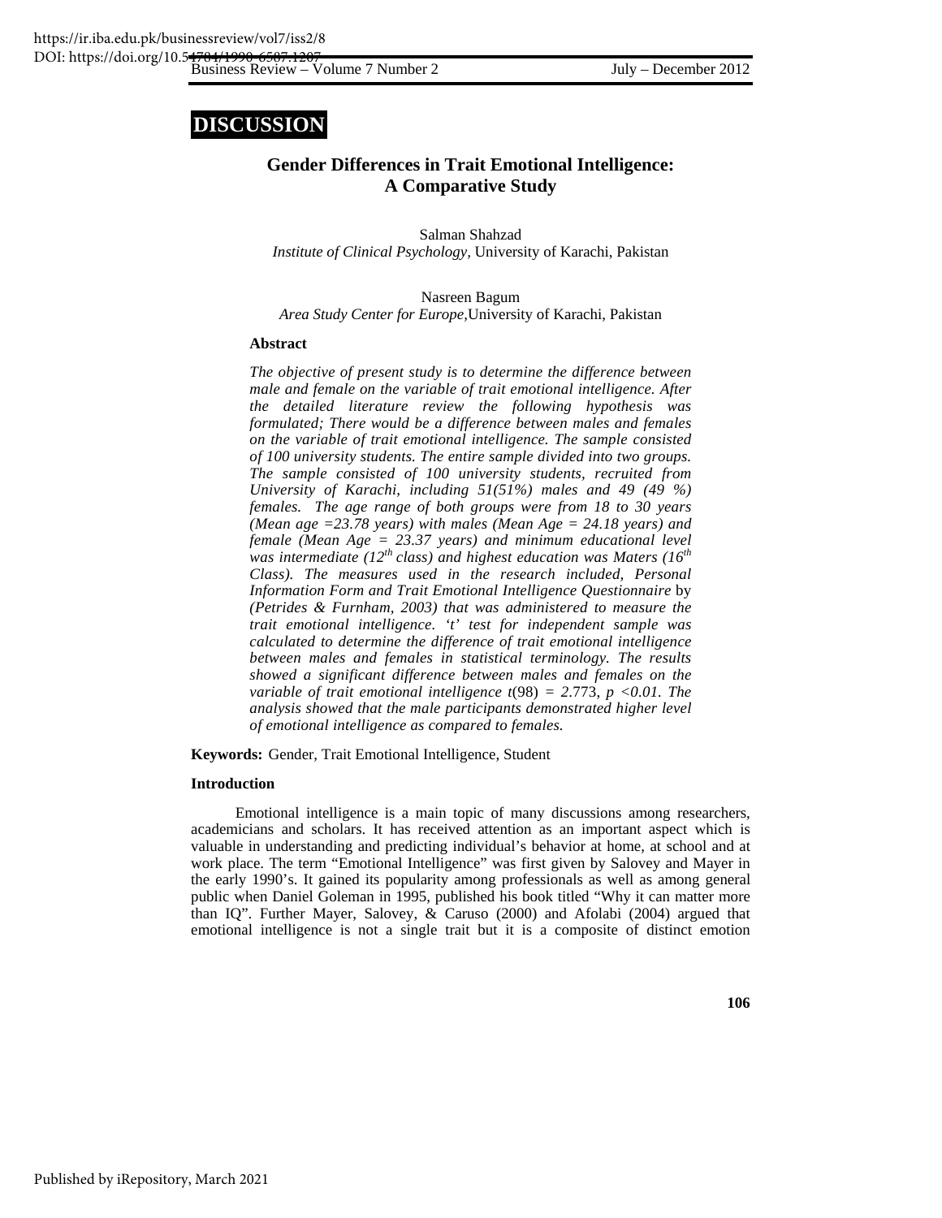## DISCUSSION

# Gender Differences in Trait Emotional Intelligence: A Comparative Study

Salman Shahzad
*Institute of Clinical Psychology,* University of Karachi, Pakistan

Nasreen Bagum
*Area Study Center for Europe,*University of Karachi, Pakistan

### Abstract

*The objective of present study is to determine the difference between male and female on the variable of trait emotional intelligence. After the detailed literature review the following hypothesis was formulated; There would be a difference between males and females on the variable of trait emotional intelligence. The sample consisted of 100 university students. The entire sample divided into two groups. The sample consisted of 100 university students, recruited from University of Karachi, including 51(51%) males and 49 (49 %) females. The age range of both groups were from 18 to 30 years (Mean age =23.78 years) with males (Mean Age = 24.18 years) and female (Mean Age = 23.37 years) and minimum educational level was intermediate (12th class) and highest education was Maters (16th Class). The measures used in the research included, Personal Information Form and Trait Emotional Intelligence Questionnaire* by *(Petrides & Furnham, 2003) that was administered to measure the trait emotional intelligence. 't' test for independent sample was calculated to determine the difference of trait emotional intelligence between males and females in statistical terminology. The results showed a significant difference between males and females on the variable of trait emotional intelligence* $t(98) = 2.773$, $p < 0.01$. *The analysis showed that the male participants demonstrated higher level of emotional intelligence as compared to females.*

**Keywords:** Gender, Trait Emotional Intelligence, Student

### Introduction

Emotional intelligence is a main topic of many discussions among researchers, academicians and scholars. It has received attention as an important aspect which is valuable in understanding and predicting individual's behavior at home, at school and at work place. The term "Emotional Intelligence" was first given by Salovey and Mayer in the early 1990's. It gained its popularity among professionals as well as among general public when Daniel Goleman in 1995, published his book titled "Why it can matter more than IQ". Further Mayer, Salovey, & Caruso (2000) and Afolabi (2004) argued that emotional intelligence is not a single trait but it is a composite of distinct emotion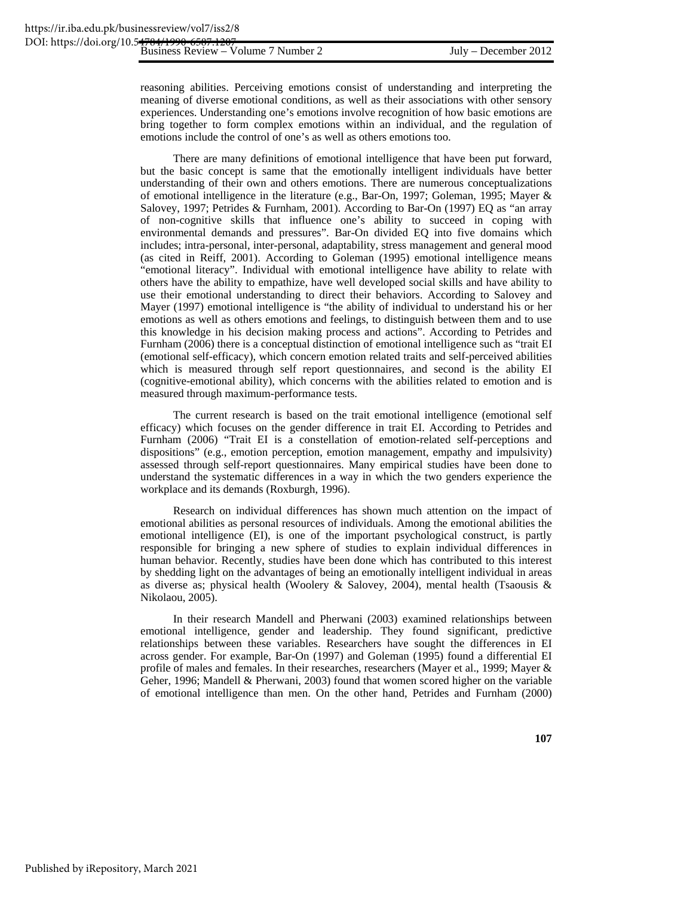reasoning abilities. Perceiving emotions consist of understanding and interpreting the meaning of diverse emotional conditions, as well as their associations with other sensory experiences. Understanding one's emotions involve recognition of how basic emotions are bring together to form complex emotions within an individual, and the regulation of emotions include the control of one's as well as others emotions too.

There are many definitions of emotional intelligence that have been put forward, but the basic concept is same that the emotionally intelligent individuals have better understanding of their own and others emotions. There are numerous conceptualizations of emotional intelligence in the literature (e.g., Bar-On, 1997; Goleman, 1995; Mayer & Salovey, 1997; Petrides & Furnham, 2001). According to Bar-On (1997) EQ as "an array of non-cognitive skills that influence one's ability to succeed in coping with environmental demands and pressures". Bar-On divided EQ into five domains which includes; intra-personal, inter-personal, adaptability, stress management and general mood (as cited in Reiff, 2001). According to Goleman (1995) emotional intelligence means "emotional literacy". Individual with emotional intelligence have ability to relate with others have the ability to empathize, have well developed social skills and have ability to use their emotional understanding to direct their behaviors. According to Salovey and Mayer (1997) emotional intelligence is "the ability of individual to understand his or her emotions as well as others emotions and feelings, to distinguish between them and to use this knowledge in his decision making process and actions". According to Petrides and Furnham (2006) there is a conceptual distinction of emotional intelligence such as "trait EI (emotional self-efficacy), which concern emotion related traits and self-perceived abilities which is measured through self report questionnaires, and second is the ability EI (cognitive-emotional ability), which concerns with the abilities related to emotion and is measured through maximum-performance tests.

The current research is based on the trait emotional intelligence (emotional self efficacy) which focuses on the gender difference in trait EI. According to Petrides and Furnham (2006) "Trait EI is a constellation of emotion-related self-perceptions and dispositions" (e.g., emotion perception, emotion management, empathy and impulsivity) assessed through self-report questionnaires. Many empirical studies have been done to understand the systematic differences in a way in which the two genders experience the workplace and its demands (Roxburgh, 1996).

Research on individual differences has shown much attention on the impact of emotional abilities as personal resources of individuals. Among the emotional abilities the emotional intelligence (EI), is one of the important psychological construct, is partly responsible for bringing a new sphere of studies to explain individual differences in human behavior. Recently, studies have been done which has contributed to this interest by shedding light on the advantages of being an emotionally intelligent individual in areas as diverse as; physical health (Woolery & Salovey, 2004), mental health (Tsaousis & Nikolaou, 2005).

In their research Mandell and Pherwani (2003) examined relationships between emotional intelligence, gender and leadership. They found significant, predictive relationships between these variables. Researchers have sought the differences in EI across gender. For example, Bar-On (1997) and Goleman (1995) found a differential EI profile of males and females. In their researches, researchers (Mayer et al., 1999; Mayer & Geher, 1996; Mandell & Pherwani, 2003) found that women scored higher on the variable of emotional intelligence than men. On the other hand, Petrides and Furnham (2000)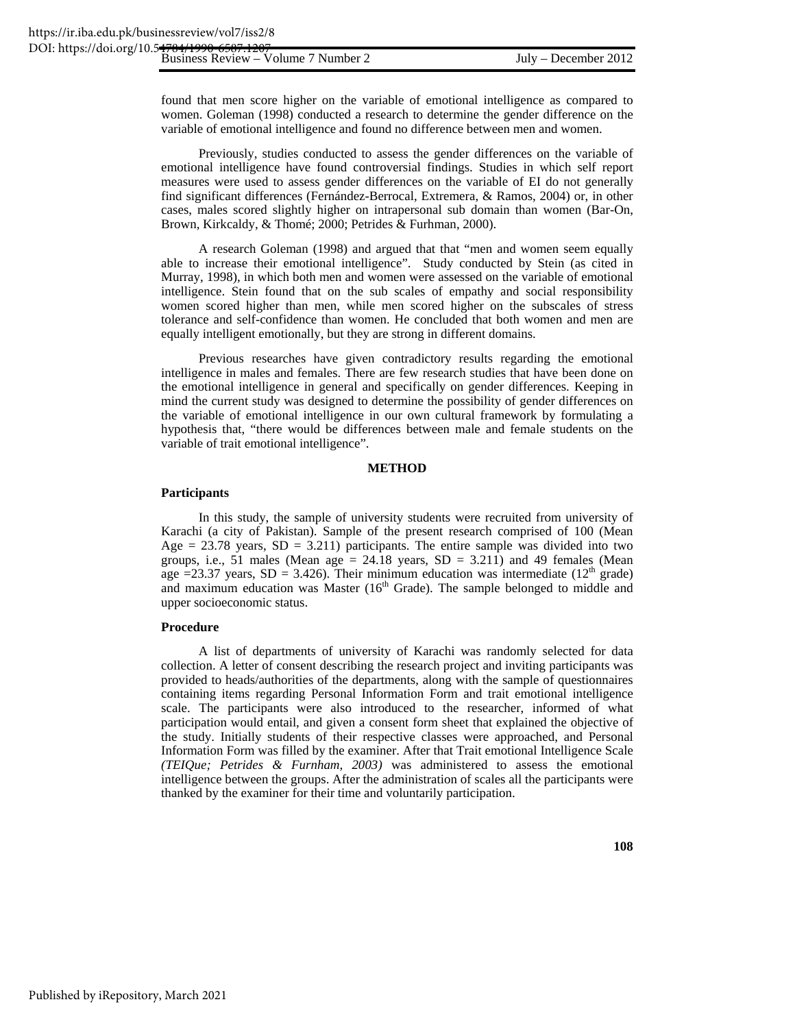found that men score higher on the variable of emotional intelligence as compared to women. Goleman (1998) conducted a research to determine the gender difference on the variable of emotional intelligence and found no difference between men and women.

Previously, studies conducted to assess the gender differences on the variable of emotional intelligence have found controversial findings. Studies in which self report measures were used to assess gender differences on the variable of EI do not generally find significant differences (Fernández-Berrocal, Extremera, & Ramos, 2004) or, in other cases, males scored slightly higher on intrapersonal sub domain than women (Bar-On, Brown, Kirkcaldy, & Thomé; 2000; Petrides & Furhman, 2000).

A research Goleman (1998) and argued that that "men and women seem equally able to increase their emotional intelligence". Study conducted by Stein (as cited in Murray, 1998), in which both men and women were assessed on the variable of emotional intelligence. Stein found that on the sub scales of empathy and social responsibility women scored higher than men, while men scored higher on the subscales of stress tolerance and self-confidence than women. He concluded that both women and men are equally intelligent emotionally, but they are strong in different domains.

Previous researches have given contradictory results regarding the emotional intelligence in males and females. There are few research studies that have been done on the emotional intelligence in general and specifically on gender differences. Keeping in mind the current study was designed to determine the possibility of gender differences on the variable of emotional intelligence in our own cultural framework by formulating a hypothesis that, "there would be differences between male and female students on the variable of trait emotional intelligence".

## METHOD

### Participants

In this study, the sample of university students were recruited from university of Karachi (a city of Pakistan). Sample of the present research comprised of 100 (Mean Age = 23.78 years, SD = 3.211) participants. The entire sample was divided into two groups, i.e., 51 males (Mean age = 24.18 years, SD = 3.211) and 49 females (Mean age =23.37 years, SD = 3.426). Their minimum education was intermediate (12th grade) and maximum education was Master (16th Grade). The sample belonged to middle and upper socioeconomic status.

### Procedure

A list of departments of university of Karachi was randomly selected for data collection. A letter of consent describing the research project and inviting participants was provided to heads/authorities of the departments, along with the sample of questionnaires containing items regarding Personal Information Form and trait emotional intelligence scale. The participants were also introduced to the researcher, informed of what participation would entail, and given a consent form sheet that explained the objective of the study. Initially students of their respective classes were approached, and Personal Information Form was filled by the examiner. After that Trait emotional Intelligence Scale *(TEIQue; Petrides & Furnham, 2003)* was administered to assess the emotional intelligence between the groups. After the administration of scales all the participants were thanked by the examiner for their time and voluntarily participation.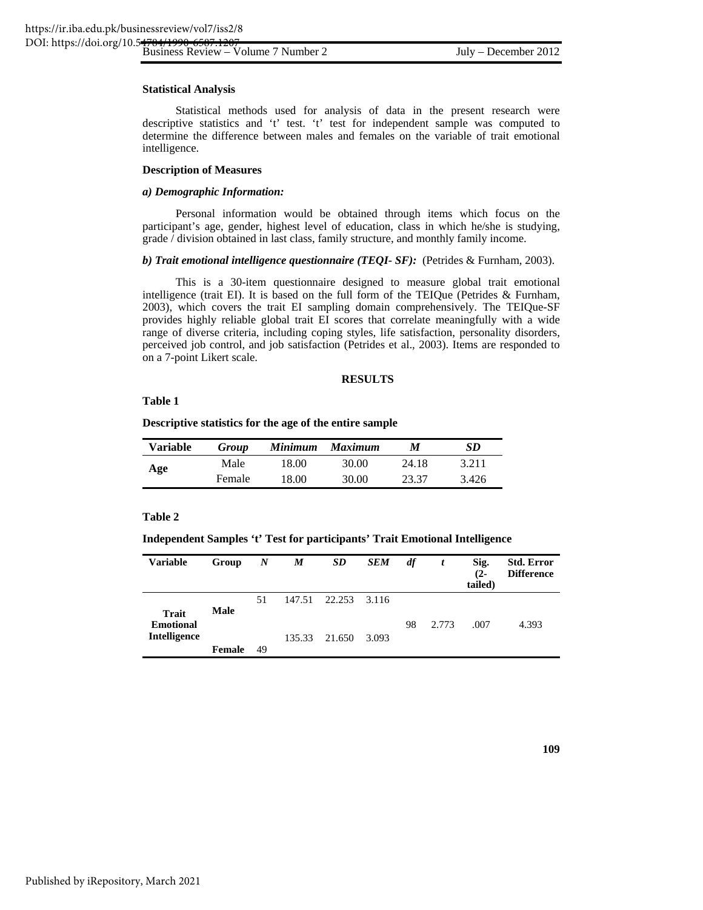**Statistical Analysis**

Statistical methods used for analysis of data in the present research were descriptive statistics and 't' test. 't' test for independent sample was computed to determine the difference between males and females on the variable of trait emotional intelligence.

**Description of Measures**

***a) Demographic Information:***

Personal information would be obtained through items which focus on the participant's age, gender, highest level of education, class in which he/she is studying, grade / division obtained in last class, family structure, and monthly family income.

***b) Trait emotional intelligence questionnaire (TEQI- SF):*** (Petrides & Furnham, 2003).

This is a 30-item questionnaire designed to measure global trait emotional intelligence (trait EI). It is based on the full form of the TEIQue (Petrides & Furnham, 2003), which covers the trait EI sampling domain comprehensively. The TEIQue-SF provides highly reliable global trait EI scores that correlate meaningfully with a wide range of diverse criteria, including coping styles, life satisfaction, personality disorders, perceived job control, and job satisfaction (Petrides et al., 2003). Items are responded to on a 7-point Likert scale.

## RESULTS

**Table 1**

**Descriptive statistics for the age of the entire sample**

| Variable | *Group* | *Minimum* | *Maximum* | *M* | *SD* |
|---|---|---|---|---|---|
| **Age** | Male | 18.00 | 30.00 | 24.18 | 3.211 |
| | Female | 18.00 | 30.00 | 23.37 | 3.426 |

**Table 2**

**Independent Samples 't' Test for participants' Trait Emotional Intelligence**

| Variable | Group | *N* | *M* | *SD* | *SEM* | *df* | *t* | Sig. (2-tailed) | Std. Error Difference |
|---|---|---|---|---|---|---|---|---|---|
| **Trait Emotional Intelligence** | **Male** | 51 | 147.51 | 22.253 | 3.116 | 98 | 2.773 | .007 | 4.393 |
| | **Female** | 49 | 135.33 | 21.650 | 3.093 | | | | |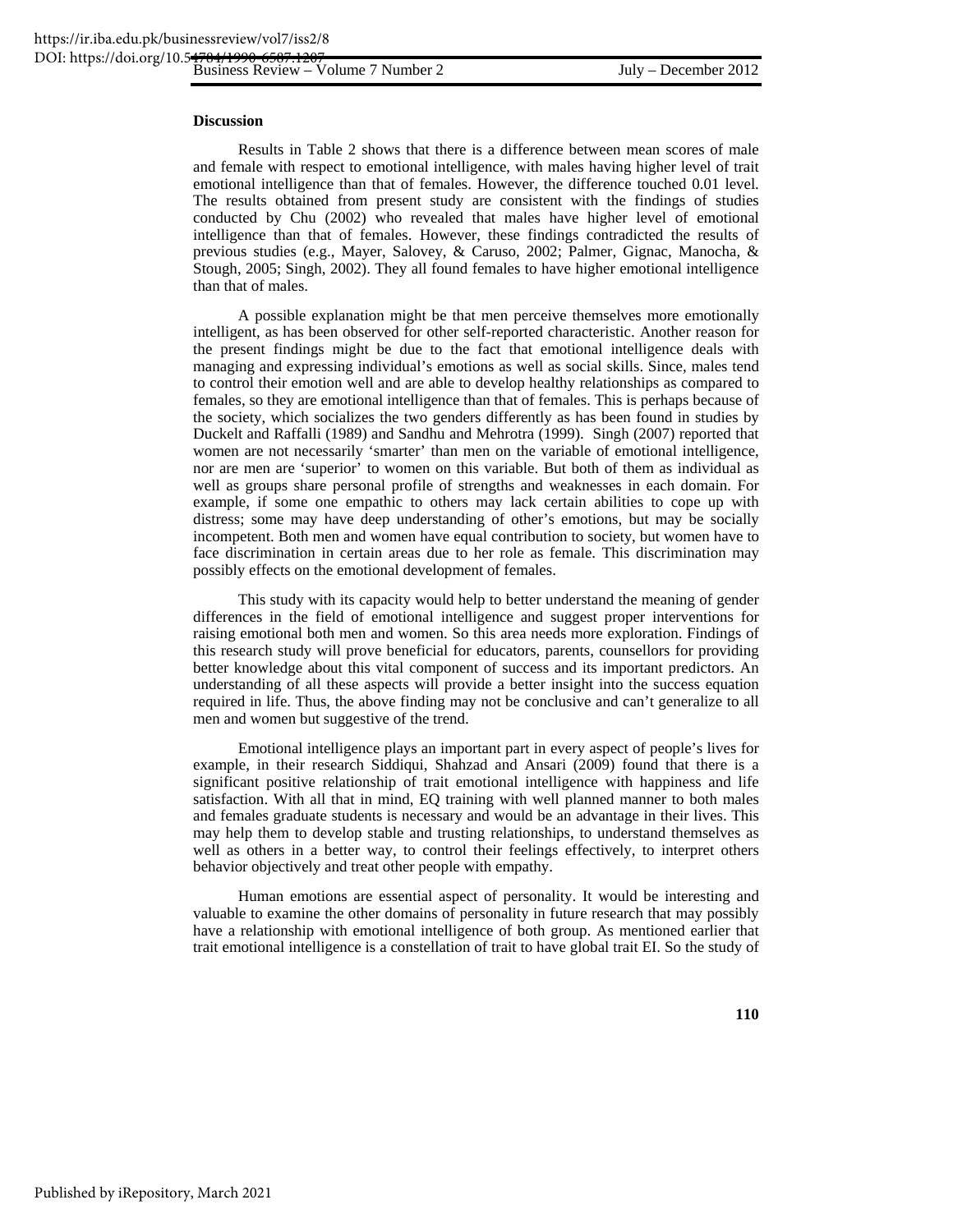**Discussion**

Results in Table 2 shows that there is a difference between mean scores of male and female with respect to emotional intelligence, with males having higher level of trait emotional intelligence than that of females. However, the difference touched 0.01 level. The results obtained from present study are consistent with the findings of studies conducted by Chu (2002) who revealed that males have higher level of emotional intelligence than that of females. However, these findings contradicted the results of previous studies (e.g., Mayer, Salovey, & Caruso, 2002; Palmer, Gignac, Manocha, & Stough, 2005; Singh, 2002). They all found females to have higher emotional intelligence than that of males.

A possible explanation might be that men perceive themselves more emotionally intelligent, as has been observed for other self-reported characteristic. Another reason for the present findings might be due to the fact that emotional intelligence deals with managing and expressing individual's emotions as well as social skills. Since, males tend to control their emotion well and are able to develop healthy relationships as compared to females, so they are emotional intelligence than that of females. This is perhaps because of the society, which socializes the two genders differently as has been found in studies by Duckelt and Raffalli (1989) and Sandhu and Mehrotra (1999). Singh (2007) reported that women are not necessarily 'smarter' than men on the variable of emotional intelligence, nor are men are 'superior' to women on this variable. But both of them as individual as well as groups share personal profile of strengths and weaknesses in each domain. For example, if some one empathic to others may lack certain abilities to cope up with distress; some may have deep understanding of other's emotions, but may be socially incompetent. Both men and women have equal contribution to society, but women have to face discrimination in certain areas due to her role as female. This discrimination may possibly effects on the emotional development of females.

This study with its capacity would help to better understand the meaning of gender differences in the field of emotional intelligence and suggest proper interventions for raising emotional both men and women. So this area needs more exploration. Findings of this research study will prove beneficial for educators, parents, counsellors for providing better knowledge about this vital component of success and its important predictors. An understanding of all these aspects will provide a better insight into the success equation required in life. Thus, the above finding may not be conclusive and can't generalize to all men and women but suggestive of the trend.

Emotional intelligence plays an important part in every aspect of people's lives for example, in their research Siddiqui, Shahzad and Ansari (2009) found that there is a significant positive relationship of trait emotional intelligence with happiness and life satisfaction. With all that in mind, EQ training with well planned manner to both males and females graduate students is necessary and would be an advantage in their lives. This may help them to develop stable and trusting relationships, to understand themselves as well as others in a better way, to control their feelings effectively, to interpret others behavior objectively and treat other people with empathy.

Human emotions are essential aspect of personality. It would be interesting and valuable to examine the other domains of personality in future research that may possibly have a relationship with emotional intelligence of both group. As mentioned earlier that trait emotional intelligence is a constellation of trait to have global trait EI. So the study of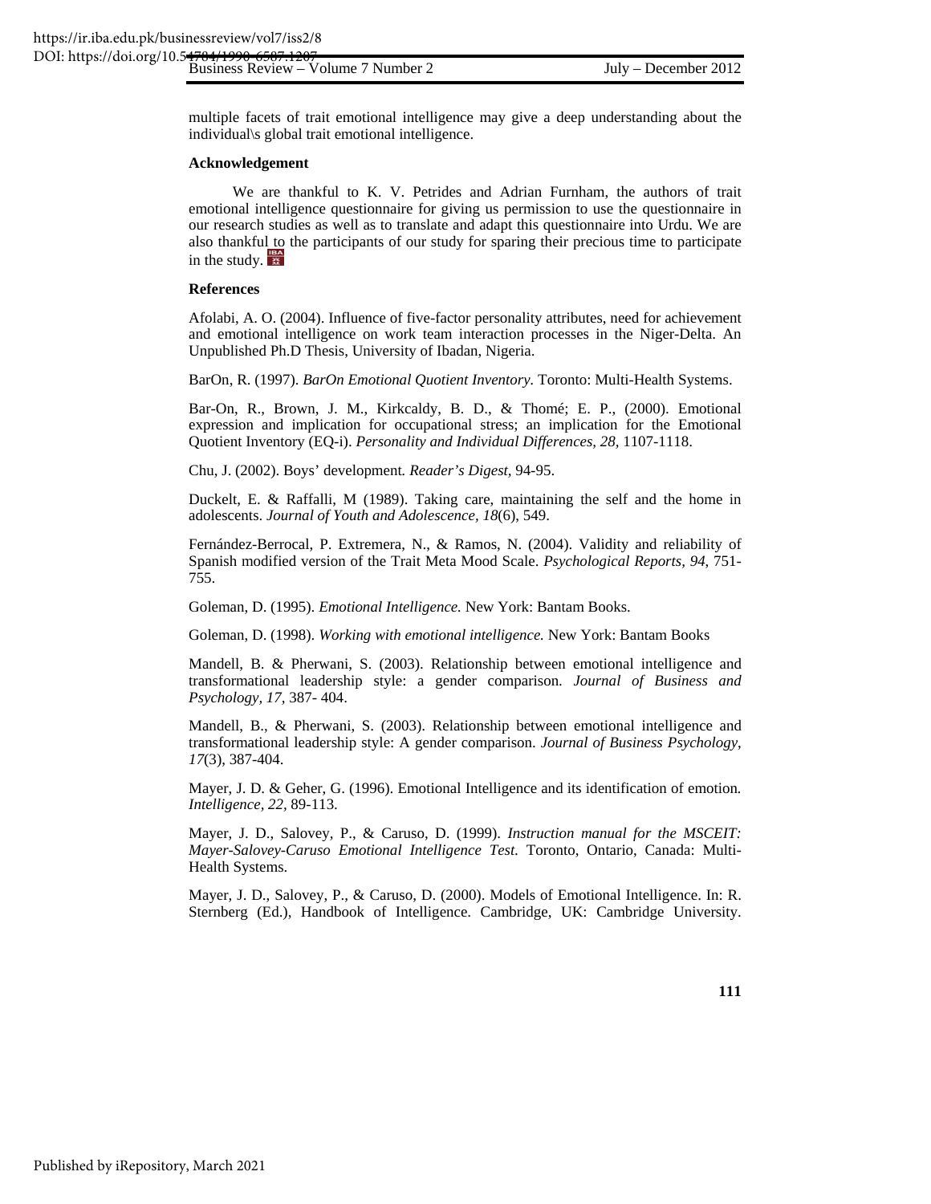multiple facets of trait emotional intelligence may give a deep understanding about the individual\s global trait emotional intelligence.

**Acknowledgement**

We are thankful to K. V. Petrides and Adrian Furnham, the authors of trait emotional intelligence questionnaire for giving us permission to use the questionnaire in our research studies as well as to translate and adapt this questionnaire into Urdu. We are also thankful to the participants of our study for sparing their precious time to participate in the study.

**References**

Afolabi, A. O. (2004). Influence of five-factor personality attributes, need for achievement and emotional intelligence on work team interaction processes in the Niger-Delta. An Unpublished Ph.D Thesis, University of Ibadan, Nigeria.

BarOn, R. (1997). *BarOn Emotional Quotient Inventory*. Toronto: Multi-Health Systems.

Bar-On, R., Brown, J. M., Kirkcaldy, B. D., & Thomé; E. P., (2000). Emotional expression and implication for occupational stress; an implication for the Emotional Quotient Inventory (EQ-i). *Personality and Individual Differences, 28*, 1107-1118.

Chu, J. (2002). Boys' development. *Reader's Digest*, 94-95.

Duckelt, E. & Raffalli, M (1989). Taking care, maintaining the self and the home in adolescents. *Journal of Youth and Adolescence, 18*(6), 549.

Fernández-Berrocal, P. Extremera, N., & Ramos, N. (2004). Validity and reliability of Spanish modified version of the Trait Meta Mood Scale. *Psychological Reports, 94*, 751-755.

Goleman, D. (1995). *Emotional Intelligence.* New York: Bantam Books.

Goleman, D. (1998). *Working with emotional intelligence.* New York: Bantam Books

Mandell, B. & Pherwani, S. (2003). Relationship between emotional intelligence and transformational leadership style: a gender comparison. *Journal of Business and Psychology, 17*, 387- 404.

Mandell, B., & Pherwani, S. (2003). Relationship between emotional intelligence and transformational leadership style: A gender comparison. *Journal of Business Psychology*, *17*(3), 387-404.

Mayer, J. D. & Geher, G. (1996). Emotional Intelligence and its identification of emotion. *Intelligence, 22*, 89-113.

Mayer, J. D., Salovey, P., & Caruso, D. (1999). *Instruction manual for the MSCEIT: Mayer-Salovey-Caruso Emotional Intelligence Test.* Toronto, Ontario, Canada: Multi-Health Systems.

Mayer, J. D., Salovey, P., & Caruso, D. (2000). Models of Emotional Intelligence. In: R. Sternberg (Ed.), Handbook of Intelligence. Cambridge, UK: Cambridge University.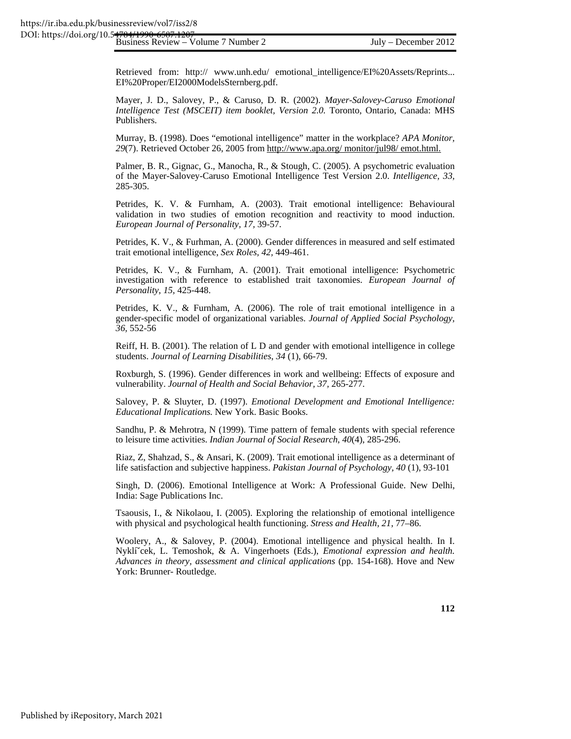Retrieved from: http:// www.unh.edu/ emotional_intelligence/EI%20Assets/Reprints... EI%20Proper/EI2000ModelsSternberg.pdf.

Mayer, J. D., Salovey, P., & Caruso, D. R. (2002). *Mayer-Salovey-Caruso Emotional Intelligence Test (MSCEIT) item booklet, Version 2.0.* Toronto, Ontario, Canada: MHS Publishers.

Murray, B. (1998). Does "emotional intelligence" matter in the workplace? *APA Monitor, 29*(7). Retrieved October 26, 2005 from http://www.apa.org/ monitor/jul98/ emot.html.

Palmer, B. R., Gignac, G., Manocha, R., & Stough, C. (2005). A psychometric evaluation of the Mayer-Salovey-Caruso Emotional Intelligence Test Version 2.0. *Intelligence, 33,* 285-305.

Petrides, K. V. & Furnham, A. (2003). Trait emotional intelligence: Behavioural validation in two studies of emotion recognition and reactivity to mood induction. *European Journal of Personality, 17,* 39-57.

Petrides, K. V., & Furhman, A. (2000). Gender differences in measured and self estimated trait emotional intelligence, *Sex Roles, 42,* 449-461.

Petrides, K. V., & Furnham, A. (2001). Trait emotional intelligence: Psychometric investigation with reference to established trait taxonomies. *European Journal of Personality, 15,* 425-448.

Petrides, K. V., & Furnham, A. (2006). The role of trait emotional intelligence in a gender-specific model of organizational variables. *Journal of Applied Social Psychology, 36,* 552-56

Reiff, H. B. (2001). The relation of L D and gender with emotional intelligence in college students. *Journal of Learning Disabilities, 34* (1), 66-79.

Roxburgh, S. (1996). Gender differences in work and wellbeing: Effects of exposure and vulnerability. *Journal of Health and Social Behavior, 37,* 265-277.

Salovey, P. & Sluyter, D. (1997). *Emotional Development and Emotional Intelligence: Educational Implications.* New York. Basic Books.

Sandhu, P. & Mehrotra, N (1999). Time pattern of female students with special reference to leisure time activities. *Indian Journal of Social Research, 40*(4), 285-296.

Riaz, Z, Shahzad, S., & Ansari, K. (2009). Trait emotional intelligence as a determinant of life satisfaction and subjective happiness. *Pakistan Journal of Psychology, 40* (1), 93-101

Singh, D. (2006). Emotional Intelligence at Work: A Professional Guide. New Delhi, India: Sage Publications Inc.

Tsaousis, I., & Nikolaou, I. (2005). Exploring the relationship of emotional intelligence with physical and psychological health functioning. *Stress and Health, 21*, 77–86.

Woolery, A., & Salovey, P. (2004). Emotional intelligence and physical health. In I. Nyklí˘cek, L. Temoshok, & A. Vingerhoets (Eds.), *Emotional expression and health. Advances in theory, assessment and clinical applications* (pp. 154-168). Hove and New York: Brunner- Routledge.